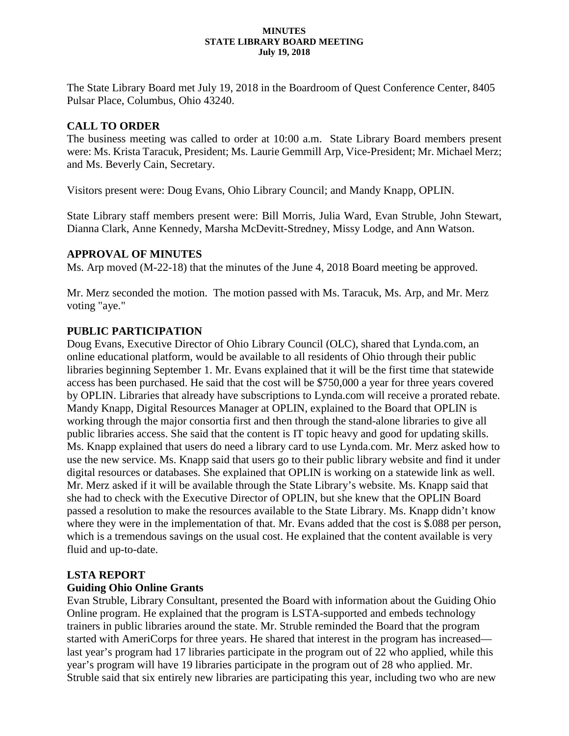**MINUTES**
**STATE LIBRARY BOARD MEETING**
**July 19, 2018**

The State Library Board met July 19, 2018 in the Boardroom of Quest Conference Center, 8405 Pulsar Place, Columbus, Ohio 43240.

## CALL TO ORDER

The business meeting was called to order at 10:00 a.m. State Library Board members present were: Ms. Krista Taracuk, President; Ms. Laurie Gemmill Arp, Vice-President; Mr. Michael Merz; and Ms. Beverly Cain, Secretary.

Visitors present were: Doug Evans, Ohio Library Council; and Mandy Knapp, OPLIN.

State Library staff members present were: Bill Morris, Julia Ward, Evan Struble, John Stewart, Dianna Clark, Anne Kennedy, Marsha McDevitt-Stredney, Missy Lodge, and Ann Watson.

## APPROVAL OF MINUTES

Ms. Arp moved (M-22-18) that the minutes of the June 4, 2018 Board meeting be approved.

Mr. Merz seconded the motion. The motion passed with Ms. Taracuk, Ms. Arp, and Mr. Merz voting "aye."

## PUBLIC PARTICIPATION

Doug Evans, Executive Director of Ohio Library Council (OLC), shared that Lynda.com, an online educational platform, would be available to all residents of Ohio through their public libraries beginning September 1. Mr. Evans explained that it will be the first time that statewide access has been purchased. He said that the cost will be $750,000 a year for three years covered by OPLIN. Libraries that already have subscriptions to Lynda.com will receive a prorated rebate. Mandy Knapp, Digital Resources Manager at OPLIN, explained to the Board that OPLIN is working through the major consortia first and then through the stand-alone libraries to give all public libraries access. She said that the content is IT topic heavy and good for updating skills. Ms. Knapp explained that users do need a library card to use Lynda.com. Mr. Merz asked how to use the new service. Ms. Knapp said that users go to their public library website and find it under digital resources or databases. She explained that OPLIN is working on a statewide link as well. Mr. Merz asked if it will be available through the State Library's website. Ms. Knapp said that she had to check with the Executive Director of OPLIN, but she knew that the OPLIN Board passed a resolution to make the resources available to the State Library. Ms. Knapp didn't know where they were in the implementation of that. Mr. Evans added that the cost is $.088 per person, which is a tremendous savings on the usual cost. He explained that the content available is very fluid and up-to-date.

## LSTA REPORT

### Guiding Ohio Online Grants

Evan Struble, Library Consultant, presented the Board with information about the Guiding Ohio Online program. He explained that the program is LSTA-supported and embeds technology trainers in public libraries around the state. Mr. Struble reminded the Board that the program started with AmeriCorps for three years. He shared that interest in the program has increased—last year's program had 17 libraries participate in the program out of 22 who applied, while this year's program will have 19 libraries participate in the program out of 28 who applied. Mr. Struble said that six entirely new libraries are participating this year, including two who are new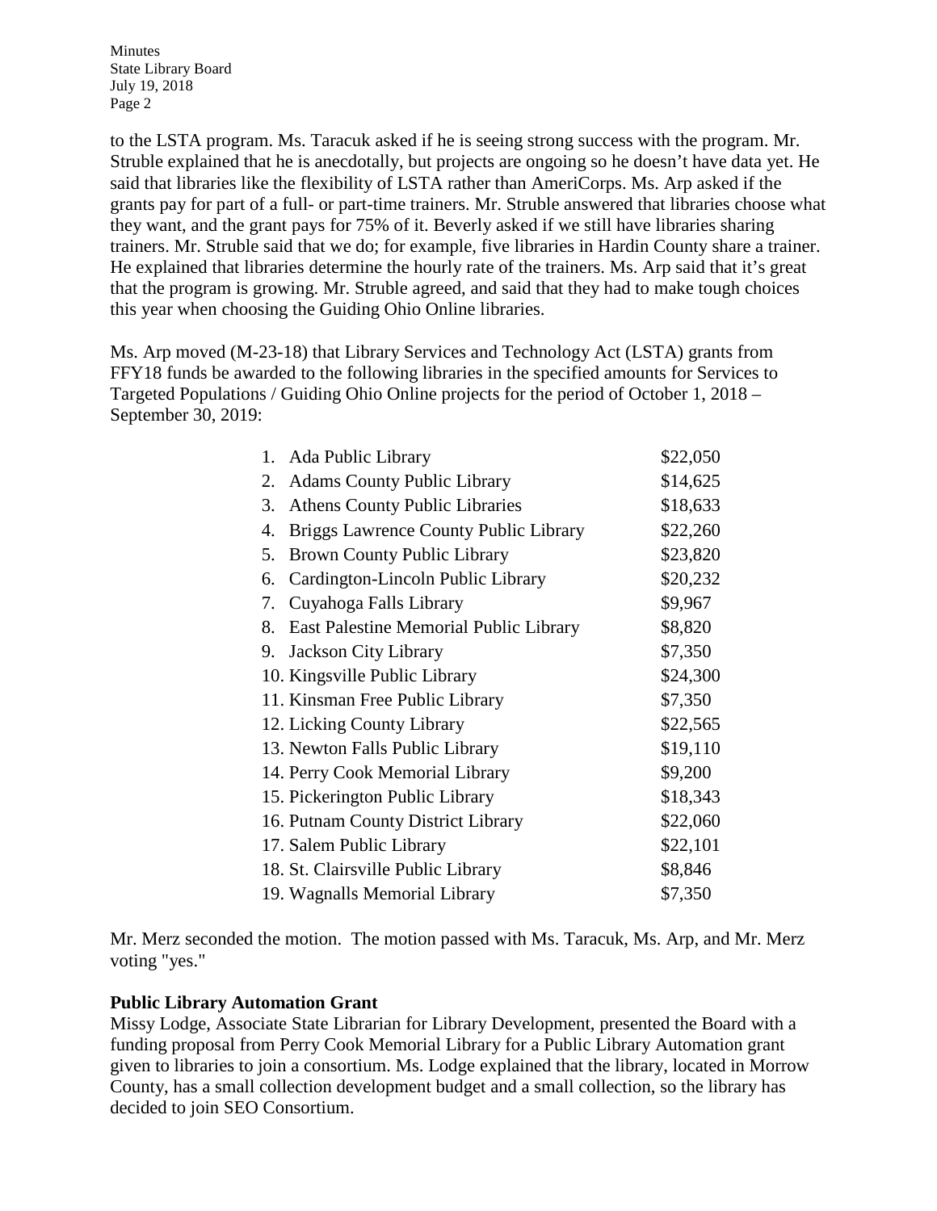to the LSTA program. Ms. Taracuk asked if he is seeing strong success with the program. Mr. Struble explained that he is anecdotally, but projects are ongoing so he doesn't have data yet. He said that libraries like the flexibility of LSTA rather than AmeriCorps. Ms. Arp asked if the grants pay for part of a full- or part-time trainers. Mr. Struble answered that libraries choose what they want, and the grant pays for 75% of it. Beverly asked if we still have libraries sharing trainers. Mr. Struble said that we do; for example, five libraries in Hardin County share a trainer. He explained that libraries determine the hourly rate of the trainers. Ms. Arp said that it's great that the program is growing. Mr. Struble agreed, and said that they had to make tough choices this year when choosing the Guiding Ohio Online libraries.

Ms. Arp moved (M-23-18) that Library Services and Technology Act (LSTA) grants from FFY18 funds be awarded to the following libraries in the specified amounts for Services to Targeted Populations / Guiding Ohio Online projects for the period of October 1, 2018 – September 30, 2019:

| Library | Amount |
|---|---|
| 1. Ada Public Library | $22,050 |
| 2. Adams County Public Library | $14,625 |
| 3. Athens County Public Libraries | $18,633 |
| 4. Briggs Lawrence County Public Library | $22,260 |
| 5. Brown County Public Library | $23,820 |
| 6. Cardington-Lincoln Public Library | $20,232 |
| 7. Cuyahoga Falls Library | $9,967 |
| 8. East Palestine Memorial Public Library | $8,820 |
| 9. Jackson City Library | $7,350 |
| 10. Kingsville Public Library | $24,300 |
| 11. Kinsman Free Public Library | $7,350 |
| 12. Licking County Library | $22,565 |
| 13. Newton Falls Public Library | $19,110 |
| 14. Perry Cook Memorial Library | $9,200 |
| 15. Pickerington Public Library | $18,343 |
| 16. Putnam County District Library | $22,060 |
| 17. Salem Public Library | $22,101 |
| 18. St. Clairsville Public Library | $8,846 |
| 19. Wagnalls Memorial Library | $7,350 |

Mr. Merz seconded the motion. The motion passed with Ms. Taracuk, Ms. Arp, and Mr. Merz voting "yes."

**Public Library Automation Grant**

Missy Lodge, Associate State Librarian for Library Development, presented the Board with a funding proposal from Perry Cook Memorial Library for a Public Library Automation grant given to libraries to join a consortium. Ms. Lodge explained that the library, located in Morrow County, has a small collection development budget and a small collection, so the library has decided to join SEO Consortium.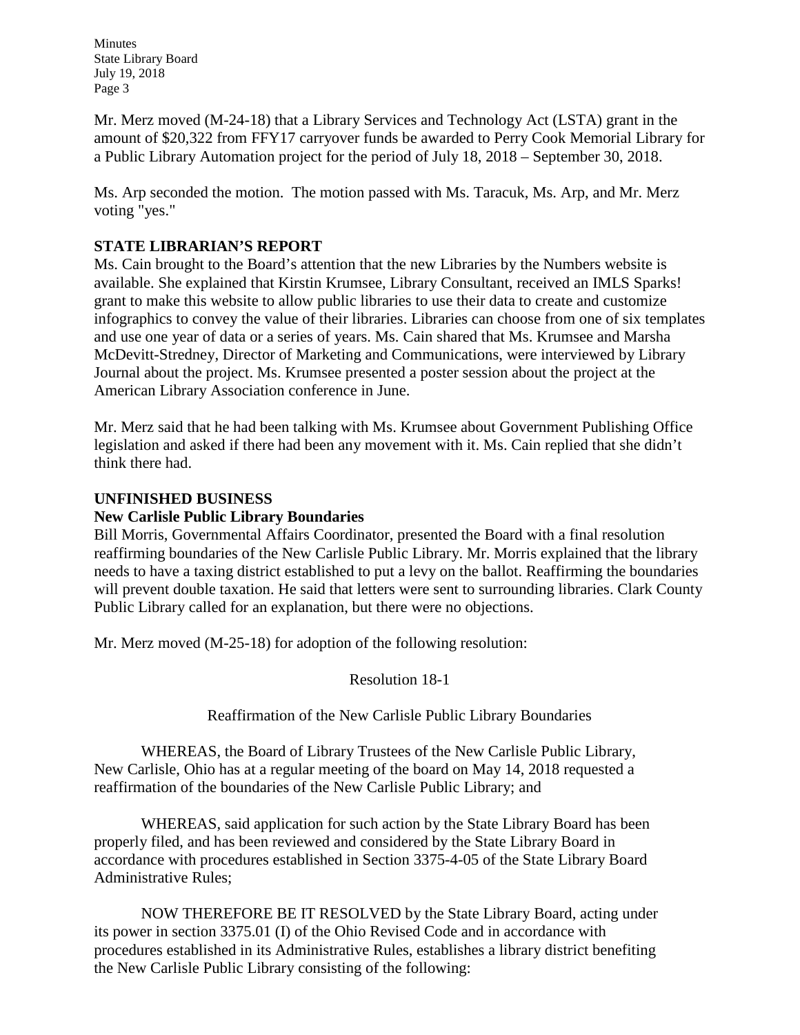Mr. Merz moved (M-24-18) that a Library Services and Technology Act (LSTA) grant in the amount of $20,322 from FFY17 carryover funds be awarded to Perry Cook Memorial Library for a Public Library Automation project for the period of July 18, 2018 – September 30, 2018.

Ms. Arp seconded the motion. The motion passed with Ms. Taracuk, Ms. Arp, and Mr. Merz voting "yes."

## STATE LIBRARIAN'S REPORT

Ms. Cain brought to the Board's attention that the new Libraries by the Numbers website is available. She explained that Kirstin Krumsee, Library Consultant, received an IMLS Sparks! grant to make this website to allow public libraries to use their data to create and customize infographics to convey the value of their libraries. Libraries can choose from one of six templates and use one year of data or a series of years. Ms. Cain shared that Ms. Krumsee and Marsha McDevitt-Stredney, Director of Marketing and Communications, were interviewed by Library Journal about the project. Ms. Krumsee presented a poster session about the project at the American Library Association conference in June.

Mr. Merz said that he had been talking with Ms. Krumsee about Government Publishing Office legislation and asked if there had been any movement with it. Ms. Cain replied that she didn't think there had.

## UNFINISHED BUSINESS

### New Carlisle Public Library Boundaries

Bill Morris, Governmental Affairs Coordinator, presented the Board with a final resolution reaffirming boundaries of the New Carlisle Public Library. Mr. Morris explained that the library needs to have a taxing district established to put a levy on the ballot. Reaffirming the boundaries will prevent double taxation. He said that letters were sent to surrounding libraries. Clark County Public Library called for an explanation, but there were no objections.

Mr. Merz moved (M-25-18) for adoption of the following resolution:

Resolution 18-1

Reaffirmation of the New Carlisle Public Library Boundaries

WHEREAS, the Board of Library Trustees of the New Carlisle Public Library, New Carlisle, Ohio has at a regular meeting of the board on May 14, 2018 requested a reaffirmation of the boundaries of the New Carlisle Public Library; and

WHEREAS, said application for such action by the State Library Board has been properly filed, and has been reviewed and considered by the State Library Board in accordance with procedures established in Section 3375-4-05 of the State Library Board Administrative Rules;

NOW THEREFORE BE IT RESOLVED by the State Library Board, acting under its power in section 3375.01 (I) of the Ohio Revised Code and in accordance with procedures established in its Administrative Rules, establishes a library district benefiting the New Carlisle Public Library consisting of the following: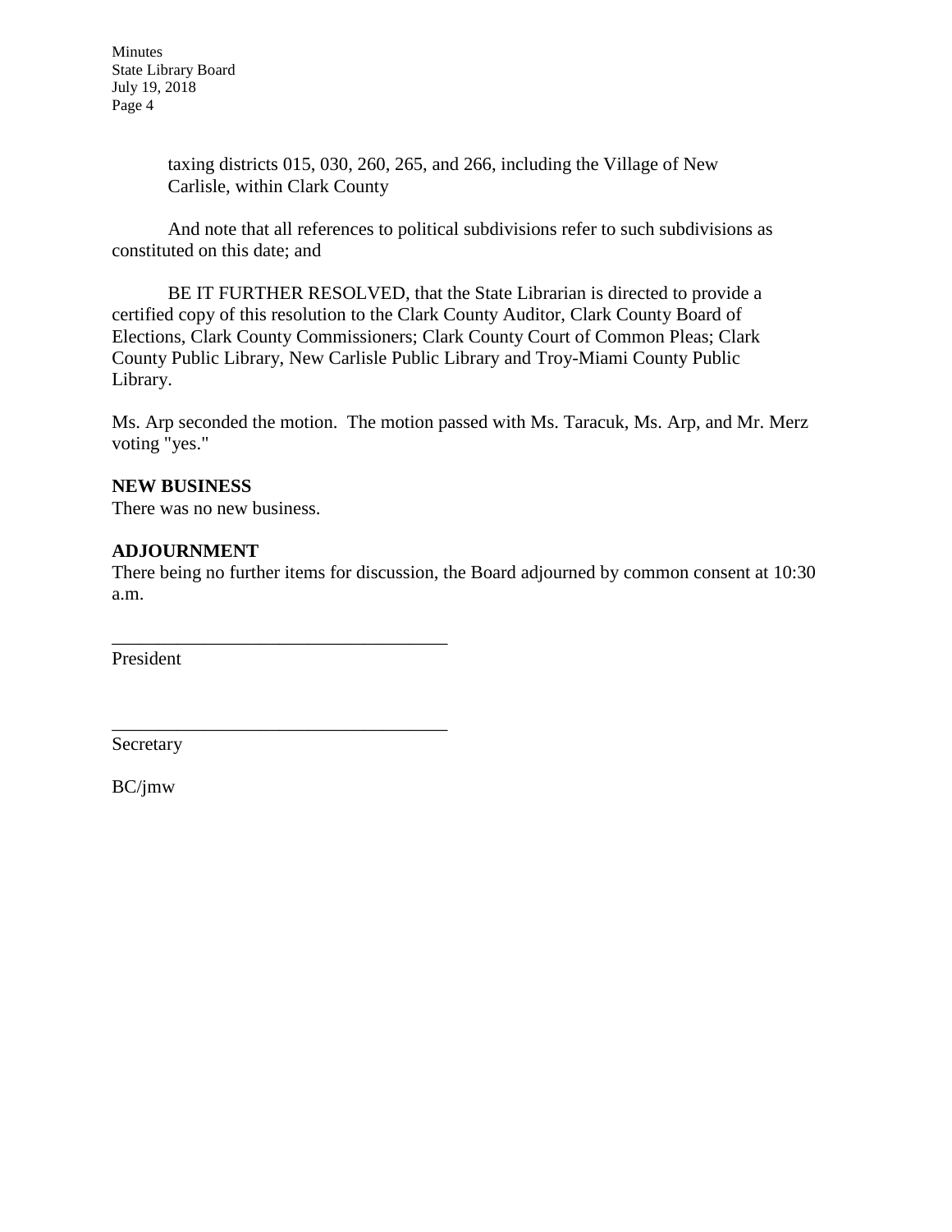taxing districts 015, 030, 260, 265, and 266, including the Village of New Carlisle, within Clark County

And note that all references to political subdivisions refer to such subdivisions as constituted on this date; and

BE IT FURTHER RESOLVED, that the State Librarian is directed to provide a certified copy of this resolution to the Clark County Auditor, Clark County Board of Elections, Clark County Commissioners; Clark County Court of Common Pleas; Clark County Public Library, New Carlisle Public Library and Troy-Miami County Public Library.

Ms. Arp seconded the motion. The motion passed with Ms. Taracuk, Ms. Arp, and Mr. Merz voting "yes."

**NEW BUSINESS**
There was no new business.

**ADJOURNMENT**
There being no further items for discussion, the Board adjourned by common consent at 10:30 a.m.

____________________________________
President

____________________________________
Secretary

BC/jmw